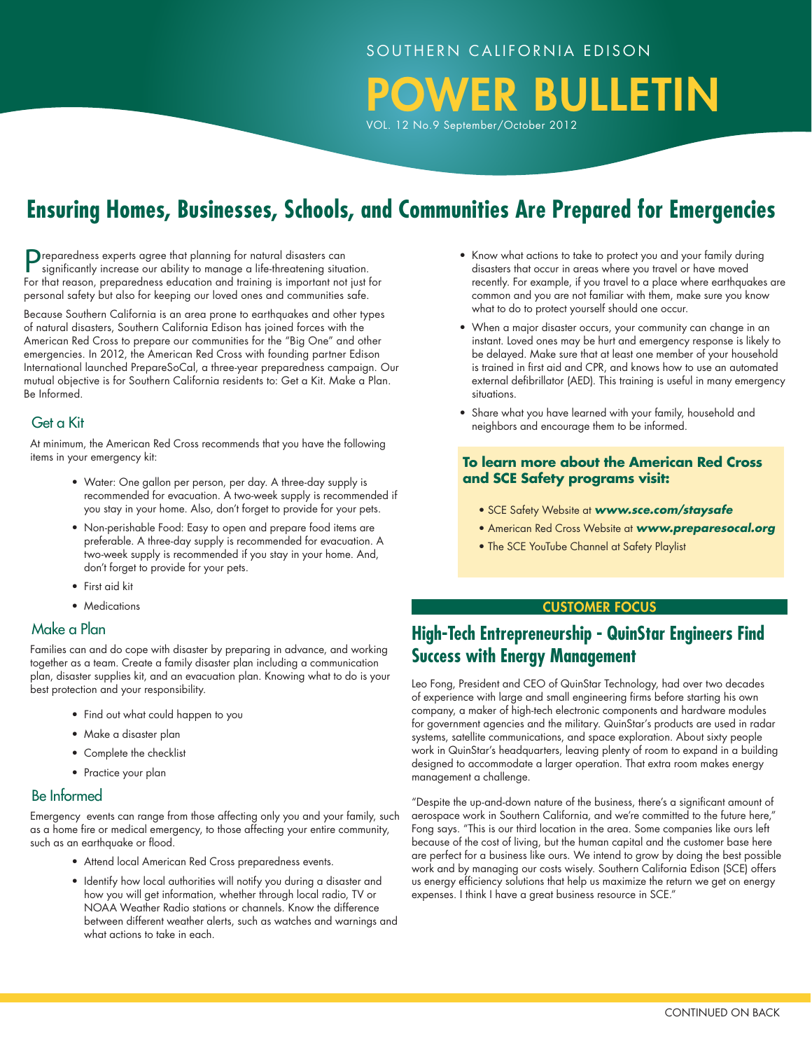SOUTHERN CALIFORNIA EDISON

# POWER BULLETIN

VOL. 12 No.9 September/October 2012

## Ensuring Homes, Businesses, Schools, and Communities Are Prepared for Emergencies

Preparedness experts agree that planning for natural disasters can significantly increase our ability to manage a life-threatening situation. For that reason, preparedness education and training is important not just for personal safety but also for keeping our loved ones and communities safe.

Because Southern California is an area prone to earthquakes and other types of natural disasters, Southern California Edison has joined forces with the American Red Cross to prepare our communities for the "Big One" and other emergencies. In 2012, the American Red Cross with founding partner Edison International launched PrepareSoCal, a three-year preparedness campaign. Our mutual objective is for Southern California residents to: Get a Kit. Make a Plan. Be Informed.

### Get a Kit

At minimum, the American Red Cross recommends that you have the following items in your emergency kit:

- Water: One gallon per person, per day. A three-day supply is recommended for evacuation. A two-week supply is recommended if you stay in your home. Also, don't forget to provide for your pets.
- Non-perishable Food: Easy to open and prepare food items are preferable. A three-day supply is recommended for evacuation. A two-week supply is recommended if you stay in your home. And, don't forget to provide for your pets.
- First aid kit
- Medications

### Make a Plan

Families can and do cope with disaster by preparing in advance, and working together as a team. Create a family disaster plan including a communication plan, disaster supplies kit, and an evacuation plan. Knowing what to do is your best protection and your responsibility.

- Find out what could happen to you
- Make a disaster plan
- Complete the checklist
- Practice your plan

### Be Informed

Emergency events can range from those affecting only you and your family, such as a home fire or medical emergency, to those affecting your entire community, such as an earthquake or flood.

- Attend local American Red Cross preparedness events.
- Identify how local authorities will notify you during a disaster and how you will get information, whether through local radio, TV or NOAA Weather Radio stations or channels. Know the difference between different weather alerts, such as watches and warnings and what actions to take in each.
- Know what actions to take to protect you and your family during disasters that occur in areas where you travel or have moved recently. For example, if you travel to a place where earthquakes are common and you are not familiar with them, make sure you know what to do to protect yourself should one occur.
- When a major disaster occurs, your community can change in an instant. Loved ones may be hurt and emergency response is likely to be delayed. Make sure that at least one member of your household is trained in first aid and CPR, and knows how to use an automated external defibrillator (AED). This training is useful in many emergency situations.
- Share what you have learned with your family, household and neighbors and encourage them to be informed.

**To learn more about the American Red Cross and SCE Safety programs visit:**

- SCE Safety Website at ***www.sce.com/staysafe***
- American Red Cross Website at ***www.preparesocal.org***
- The SCE YouTube Channel at Safety Playlist

**CUSTOMER FOCUS**

## High-Tech Entrepreneurship - QuinStar Engineers Find Success with Energy Management

Leo Fong, President and CEO of QuinStar Technology, had over two decades of experience with large and small engineering firms before starting his own company, a maker of high-tech electronic components and hardware modules for government agencies and the military. QuinStar's products are used in radar systems, satellite communications, and space exploration. About sixty people work in QuinStar's headquarters, leaving plenty of room to expand in a building designed to accommodate a larger operation. That extra room makes energy management a challenge.

"Despite the up-and-down nature of the business, there's a significant amount of aerospace work in Southern California, and we're committed to the future here," Fong says. "This is our third location in the area. Some companies like ours left because of the cost of living, but the human capital and the customer base here are perfect for a business like ours. We intend to grow by doing the best possible work and by managing our costs wisely. Southern California Edison (SCE) offers us energy efficiency solutions that help us maximize the return we get on energy expenses. I think I have a great business resource in SCE."

CONTINUED ON BACK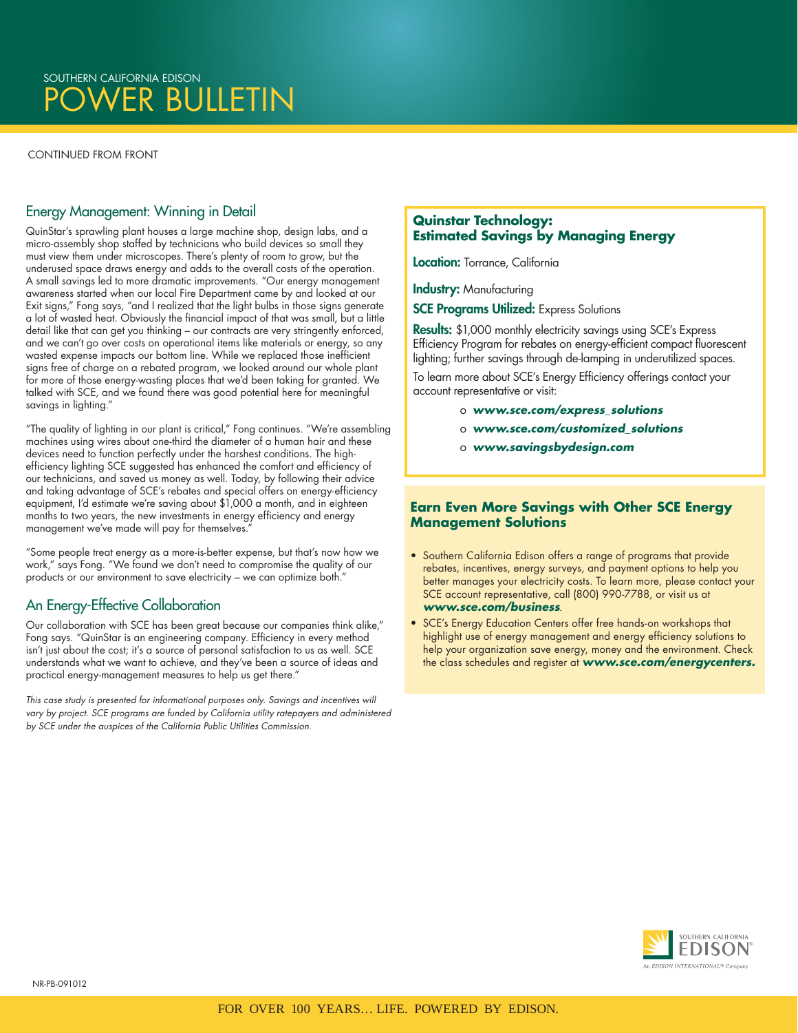SOUTHERN CALIFORNIA EDISON

# POWER BULLETIN

CONTINUED FROM FRONT

## Energy Management: Winning in Detail

QuinStar's sprawling plant houses a large machine shop, design labs, and a micro-assembly shop staffed by technicians who build devices so small they must view them under microscopes. There's plenty of room to grow, but the underused space draws energy and adds to the overall costs of the operation. A small savings led to more dramatic improvements. "Our energy management awareness started when our local Fire Department came by and looked at our Exit signs," Fong says, "and I realized that the light bulbs in those signs generate a lot of wasted heat. Obviously the financial impact of that was small, but a little detail like that can get you thinking – our contracts are very stringently enforced, and we can't go over costs on operational items like materials or energy, so any wasted expense impacts our bottom line. While we replaced those inefficient signs free of charge on a rebated program, we looked around our whole plant for more of those energy-wasting places that we'd been taking for granted. We talked with SCE, and we found there was good potential here for meaningful savings in lighting."

"The quality of lighting in our plant is critical," Fong continues. "We're assembling machines using wires about one-third the diameter of a human hair and these devices need to function perfectly under the harshest conditions. The high-efficiency lighting SCE suggested has enhanced the comfort and efficiency of our technicians, and saved us money as well. Today, by following their advice and taking advantage of SCE's rebates and special offers on energy-efficiency equipment, I'd estimate we're saving about $1,000 a month, and in eighteen months to two years, the new investments in energy efficiency and energy management we've made will pay for themselves."

"Some people treat energy as a more-is-better expense, but that's now how we work," says Fong. "We found we don't need to compromise the quality of our products or our environment to save electricity – we can optimize both."

## An Energy-Effective Collaboration

Our collaboration with SCE has been great because our companies think alike," Fong says. "QuinStar is an engineering company. Efficiency in every method isn't just about the cost; it's a source of personal satisfaction to us as well. SCE understands what we want to achieve, and they've been a source of ideas and practical energy-management measures to help us get there."

*This case study is presented for informational purposes only. Savings and incentives will vary by project. SCE programs are funded by California utility ratepayers and administered by SCE under the auspices of the California Public Utilities Commission.*

### Quinstar Technology: Estimated Savings by Managing Energy

**Location:** Torrance, California

**Industry:** Manufacturing

**SCE Programs Utilized:** Express Solutions

**Results:** $1,000 monthly electricity savings using SCE's Express Efficiency Program for rebates on energy-efficient compact fluorescent lighting; further savings through de-lamping in underutilized spaces.

To learn more about SCE's Energy Efficiency offerings contact your account representative or visit:

- ***www.sce.com/express_solutions***
- ***www.sce.com/customized_solutions***
- ***www.savingsbydesign.com***

### Earn Even More Savings with Other SCE Energy Management Solutions

- Southern California Edison offers a range of programs that provide rebates, incentives, energy surveys, and payment options to help you better manages your electricity costs. To learn more, please contact your SCE account representative, call (800) 990-7788, or visit us at ***www.sce.com/business***.
- SCE's Energy Education Centers offer free hands-on workshops that highlight use of energy management and energy efficiency solutions to help your organization save energy, money and the environment. Check the class schedules and register at ***www.sce.com/energycenters.***

SOUTHERN CALIFORNIA EDISON

An EDISON INTERNATIONAL® Company

NR-PB-091012

FOR OVER 100 YEARS... LIFE. POWERED BY EDISON.